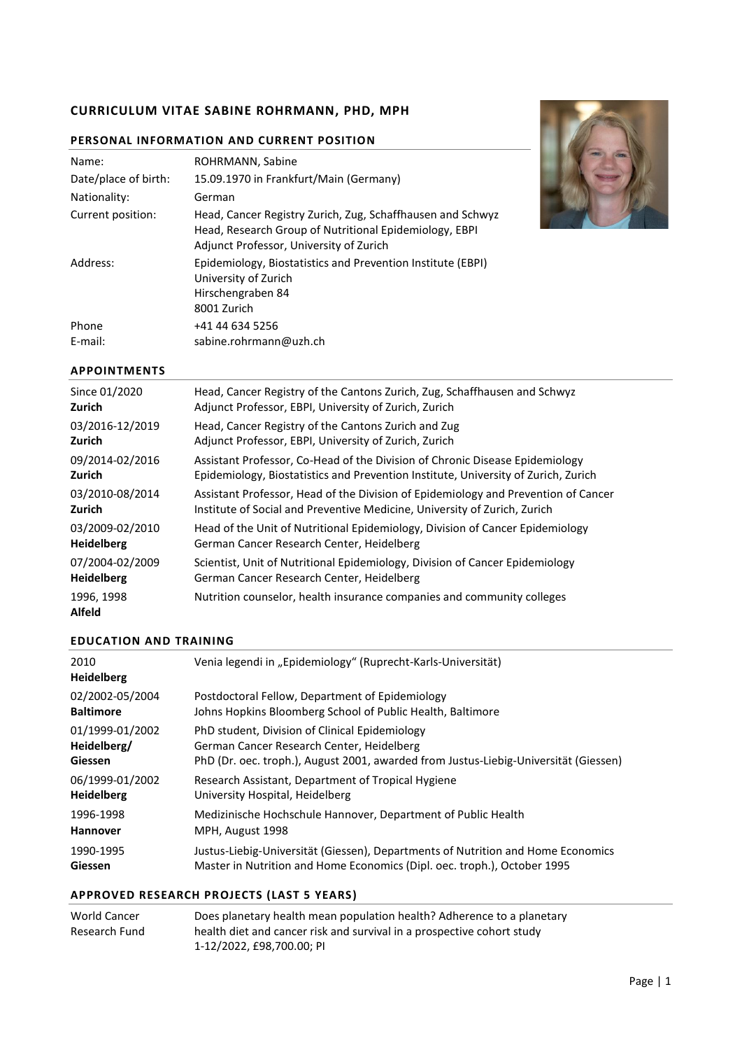# CURRICULUM VITAE SABINE ROHRMANN, PHD, MPH

## PERSONAL INFORMATION AND CURRENT POSITION

| | |
|---|---|
| Name: | ROHRMANN, Sabine |
| Date/place of birth: | 15.09.1970 in Frankfurt/Main (Germany) |
| Nationality: | German |
| Current position: | Head, Cancer Registry Zurich, Zug, Schaffhausen and Schwyz<br>Head, Research Group of Nutritional Epidemiology, EBPI<br>Adjunct Professor, University of Zurich |
| Address: | Epidemiology, Biostatistics and Prevention Institute (EBPI)<br>University of Zurich<br>Hirschengraben 84<br>8001 Zurich |
| Phone | +41 44 634 5256 |
| E-mail: | sabine.rohrmann@uzh.ch |

## APPOINTMENTS

| | |
|---|---|
| Since 01/2020<br>**Zurich** | Head, Cancer Registry of the Cantons Zurich, Zug, Schaffhausen and Schwyz<br>Adjunct Professor, EBPI, University of Zurich, Zurich |
| 03/2016-12/2019<br>**Zurich** | Head, Cancer Registry of the Cantons Zurich and Zug<br>Adjunct Professor, EBPI, University of Zurich, Zurich |
| 09/2014-02/2016<br>**Zurich** | Assistant Professor, Co-Head of the Division of Chronic Disease Epidemiology<br>Epidemiology, Biostatistics and Prevention Institute, University of Zurich, Zurich |
| 03/2010-08/2014<br>**Zurich** | Assistant Professor, Head of the Division of Epidemiology and Prevention of Cancer<br>Institute of Social and Preventive Medicine, University of Zurich, Zurich |
| 03/2009-02/2010<br>**Heidelberg** | Head of the Unit of Nutritional Epidemiology, Division of Cancer Epidemiology<br>German Cancer Research Center, Heidelberg |
| 07/2004-02/2009<br>**Heidelberg** | Scientist, Unit of Nutritional Epidemiology, Division of Cancer Epidemiology<br>German Cancer Research Center, Heidelberg |
| 1996, 1998<br>**Alfeld** | Nutrition counselor, health insurance companies and community colleges |

## EDUCATION AND TRAINING

| | |
|---|---|
| 2010<br>**Heidelberg** | Venia legendi in „Epidemiology" (Ruprecht-Karls-Universität) |
| 02/2002-05/2004<br>**Baltimore** | Postdoctoral Fellow, Department of Epidemiology<br>Johns Hopkins Bloomberg School of Public Health, Baltimore |
| 01/1999-01/2002<br>**Heidelberg/ Giessen** | PhD student, Division of Clinical Epidemiology<br>German Cancer Research Center, Heidelberg<br>PhD (Dr. oec. troph.), August 2001, awarded from Justus-Liebig-Universität (Giessen) |
| 06/1999-01/2002<br>**Heidelberg** | Research Assistant, Department of Tropical Hygiene<br>University Hospital, Heidelberg |
| 1996-1998<br>**Hannover** | Medizinische Hochschule Hannover, Department of Public Health<br>MPH, August 1998 |
| 1990-1995<br>**Giessen** | Justus-Liebig-Universität (Giessen), Departments of Nutrition and Home Economics<br>Master in Nutrition and Home Economics (Dipl. oec. troph.), October 1995 |

## APPROVED RESEARCH PROJECTS (LAST 5 YEARS)

| | |
|---|---|
| World Cancer Research Fund | Does planetary health mean population health? Adherence to a planetary health diet and cancer risk and survival in a prospective cohort study<br>1-12/2022, £98,700.00; PI |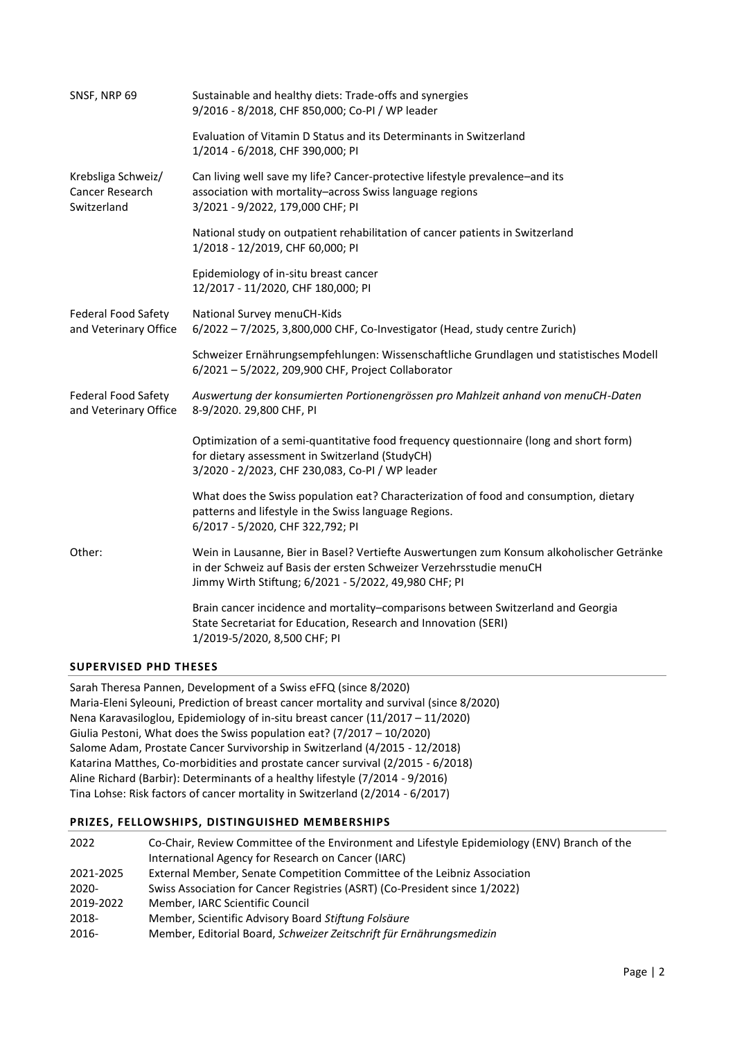| | |
|---|---|
| SNSF, NRP 69 | Sustainable and healthy diets: Trade-offs and synergies<br>9/2016 - 8/2018, CHF 850,000; Co-PI / WP leader |
| | Evaluation of Vitamin D Status and its Determinants in Switzerland<br>1/2014 - 6/2018, CHF 390,000; PI |
| Krebsliga Schweiz/ Cancer Research Switzerland | Can living well save my life? Cancer-protective lifestyle prevalence–and its association with mortality–across Swiss language regions<br>3/2021 - 9/2022, 179,000 CHF; PI |
| | National study on outpatient rehabilitation of cancer patients in Switzerland<br>1/2018 - 12/2019, CHF 60,000; PI |
| | Epidemiology of in-situ breast cancer<br>12/2017 - 11/2020, CHF 180,000; PI |
| Federal Food Safety and Veterinary Office | National Survey menuCH-Kids<br>6/2022 – 7/2025, 3,800,000 CHF, Co-Investigator (Head, study centre Zurich) |
| | Schweizer Ernährungsempfehlungen: Wissenschaftliche Grundlagen und statistisches Modell<br>6/2021 – 5/2022, 209,900 CHF, Project Collaborator |
| Federal Food Safety and Veterinary Office | *Auswertung der konsumierten Portionengrössen pro Mahlzeit anhand von menuCH-Daten*<br>8-9/2020. 29,800 CHF, PI |
| | Optimization of a semi-quantitative food frequency questionnaire (long and short form) for dietary assessment in Switzerland (StudyCH)<br>3/2020 - 2/2023, CHF 230,083, Co-PI / WP leader |
| | What does the Swiss population eat? Characterization of food and consumption, dietary patterns and lifestyle in the Swiss language Regions.<br>6/2017 - 5/2020, CHF 322,792; PI |
| Other: | Wein in Lausanne, Bier in Basel? Vertiefte Auswertungen zum Konsum alkoholischer Getränke in der Schweiz auf Basis der ersten Schweizer Verzehrsstudie menuCH<br>Jimmy Wirth Stiftung; 6/2021 - 5/2022, 49,980 CHF; PI |
| | Brain cancer incidence and mortality–comparisons between Switzerland and Georgia<br>State Secretariat for Education, Research and Innovation (SERI)<br>1/2019-5/2020, 8,500 CHF; PI |

## SUPERVISED PHD THESES

Sarah Theresa Pannen, Development of a Swiss eFFQ (since 8/2020)
Maria-Eleni Syleouni, Prediction of breast cancer mortality and survival (since 8/2020)
Nena Karavasiloglou, Epidemiology of in-situ breast cancer (11/2017 – 11/2020)
Giulia Pestoni, What does the Swiss population eat? (7/2017 – 10/2020)
Salome Adam, Prostate Cancer Survivorship in Switzerland (4/2015 - 12/2018)
Katarina Matthes, Co-morbidities and prostate cancer survival (2/2015 - 6/2018)
Aline Richard (Barbir): Determinants of a healthy lifestyle (7/2014 - 9/2016)
Tina Lohse: Risk factors of cancer mortality in Switzerland (2/2014 - 6/2017)

## PRIZES, FELLOWSHIPS, DISTINGUISHED MEMBERSHIPS

| | |
|---|---|
| 2022 | Co-Chair, Review Committee of the Environment and Lifestyle Epidemiology (ENV) Branch of the International Agency for Research on Cancer (IARC) |
| 2021-2025 | External Member, Senate Competition Committee of the Leibniz Association |
| 2020- | Swiss Association for Cancer Registries (ASRT) (Co-President since 1/2022) |
| 2019-2022 | Member, IARC Scientific Council |
| 2018- | Member, Scientific Advisory Board *Stiftung Folsäure* |
| 2016- | Member, Editorial Board, *Schweizer Zeitschrift für Ernährungsmedizin* |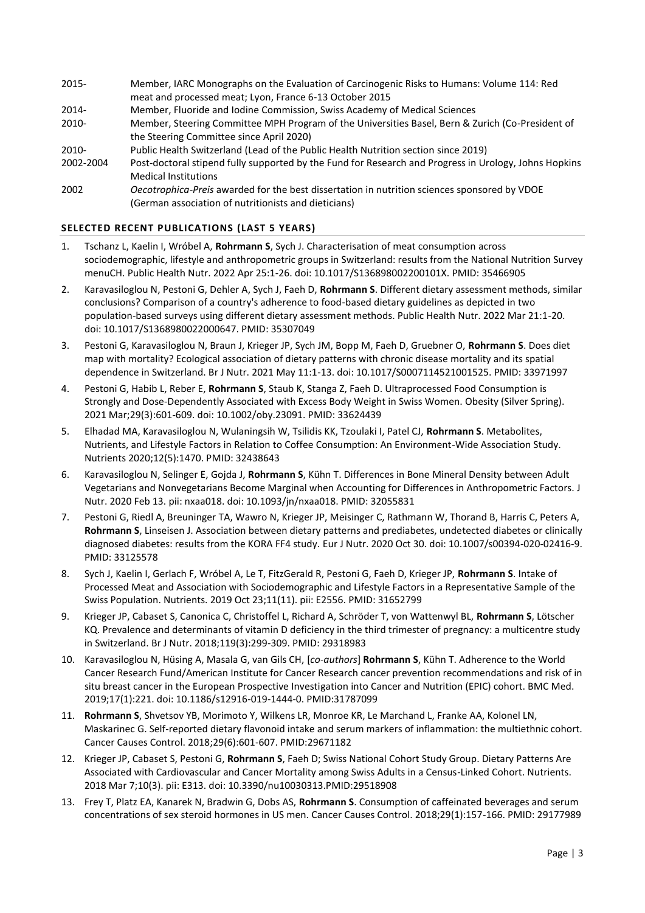| | |
|---|---|
| 2015- | Member, IARC Monographs on the Evaluation of Carcinogenic Risks to Humans: Volume 114: Red meat and processed meat; Lyon, France 6-13 October 2015 |
| 2014- | Member, Fluoride and Iodine Commission, Swiss Academy of Medical Sciences |
| 2010- | Member, Steering Committee MPH Program of the Universities Basel, Bern & Zurich (Co-President of the Steering Committee since April 2020) |
| 2010- | Public Health Switzerland (Lead of the Public Health Nutrition section since 2019) |
| 2002-2004 | Post-doctoral stipend fully supported by the Fund for Research and Progress in Urology, Johns Hopkins Medical Institutions |
| 2002 | *Oecotrophica-Preis* awarded for the best dissertation in nutrition sciences sponsored by VDOE (German association of nutritionists and dieticians) |

## SELECTED RECENT PUBLICATIONS (LAST 5 YEARS)

1. Tschanz L, Kaelin I, Wróbel A, **Rohrmann S**, Sych J. Characterisation of meat consumption across sociodemographic, lifestyle and anthropometric groups in Switzerland: results from the National Nutrition Survey menuCH. Public Health Nutr. 2022 Apr 25:1-26. doi: 10.1017/S136898002200101X. PMID: 35466905
2. Karavasiloglou N, Pestoni G, Dehler A, Sych J, Faeh D, **Rohrmann S**. Different dietary assessment methods, similar conclusions? Comparison of a country's adherence to food-based dietary guidelines as depicted in two population-based surveys using different dietary assessment methods. Public Health Nutr. 2022 Mar 21:1-20. doi: 10.1017/S1368980022000647. PMID: 35307049
3. Pestoni G, Karavasiloglou N, Braun J, Krieger JP, Sych JM, Bopp M, Faeh D, Gruebner O, **Rohrmann S**. Does diet map with mortality? Ecological association of dietary patterns with chronic disease mortality and its spatial dependence in Switzerland. Br J Nutr. 2021 May 11:1-13. doi: 10.1017/S0007114521001525. PMID: 33971997
4. Pestoni G, Habib L, Reber E, **Rohrmann S**, Staub K, Stanga Z, Faeh D. Ultraprocessed Food Consumption is Strongly and Dose-Dependently Associated with Excess Body Weight in Swiss Women. Obesity (Silver Spring). 2021 Mar;29(3):601-609. doi: 10.1002/oby.23091. PMID: 33624439
5. Elhadad MA, Karavasiloglou N, Wulaningsih W, Tsilidis KK, Tzoulaki I, Patel CJ, **Rohrmann S**. Metabolites, Nutrients, and Lifestyle Factors in Relation to Coffee Consumption: An Environment-Wide Association Study. Nutrients 2020;12(5):1470. PMID: 32438643
6. Karavasiloglou N, Selinger E, Gojda J, **Rohrmann S**, Kühn T. Differences in Bone Mineral Density between Adult Vegetarians and Nonvegetarians Become Marginal when Accounting for Differences in Anthropometric Factors. J Nutr. 2020 Feb 13. pii: nxaa018. doi: 10.1093/jn/nxaa018. PMID: 32055831
7. Pestoni G, Riedl A, Breuninger TA, Wawro N, Krieger JP, Meisinger C, Rathmann W, Thorand B, Harris C, Peters A, **Rohrmann S**, Linseisen J. Association between dietary patterns and prediabetes, undetected diabetes or clinically diagnosed diabetes: results from the KORA FF4 study. Eur J Nutr. 2020 Oct 30. doi: 10.1007/s00394-020-02416-9. PMID: 33125578
8. Sych J, Kaelin I, Gerlach F, Wróbel A, Le T, FitzGerald R, Pestoni G, Faeh D, Krieger JP, **Rohrmann S**. Intake of Processed Meat and Association with Sociodemographic and Lifestyle Factors in a Representative Sample of the Swiss Population. Nutrients. 2019 Oct 23;11(11). pii: E2556. PMID: 31652799
9. Krieger JP, Cabaset S, Canonica C, Christoffel L, Richard A, Schröder T, von Wattenwyl BL, **Rohrmann S**, Lötscher KQ. Prevalence and determinants of vitamin D deficiency in the third trimester of pregnancy: a multicentre study in Switzerland. Br J Nutr. 2018;119(3):299-309. PMID: 29318983
10. Karavasiloglou N, Hüsing A, Masala G, van Gils CH, [*co-authors*] **Rohrmann S**, Kühn T. Adherence to the World Cancer Research Fund/American Institute for Cancer Research cancer prevention recommendations and risk of in situ breast cancer in the European Prospective Investigation into Cancer and Nutrition (EPIC) cohort. BMC Med. 2019;17(1):221. doi: 10.1186/s12916-019-1444-0. PMID:31787099
11. **Rohrmann S**, Shvetsov YB, Morimoto Y, Wilkens LR, Monroe KR, Le Marchand L, Franke AA, Kolonel LN, Maskarinec G. Self-reported dietary flavonoid intake and serum markers of inflammation: the multiethnic cohort. Cancer Causes Control. 2018;29(6):601-607. PMID:29671182
12. Krieger JP, Cabaset S, Pestoni G, **Rohrmann S**, Faeh D; Swiss National Cohort Study Group. Dietary Patterns Are Associated with Cardiovascular and Cancer Mortality among Swiss Adults in a Census-Linked Cohort. Nutrients. 2018 Mar 7;10(3). pii: E313. doi: 10.3390/nu10030313.PMID:29518908
13. Frey T, Platz EA, Kanarek N, Bradwin G, Dobs AS, **Rohrmann S**. Consumption of caffeinated beverages and serum concentrations of sex steroid hormones in US men. Cancer Causes Control. 2018;29(1):157-166. PMID: 29177989